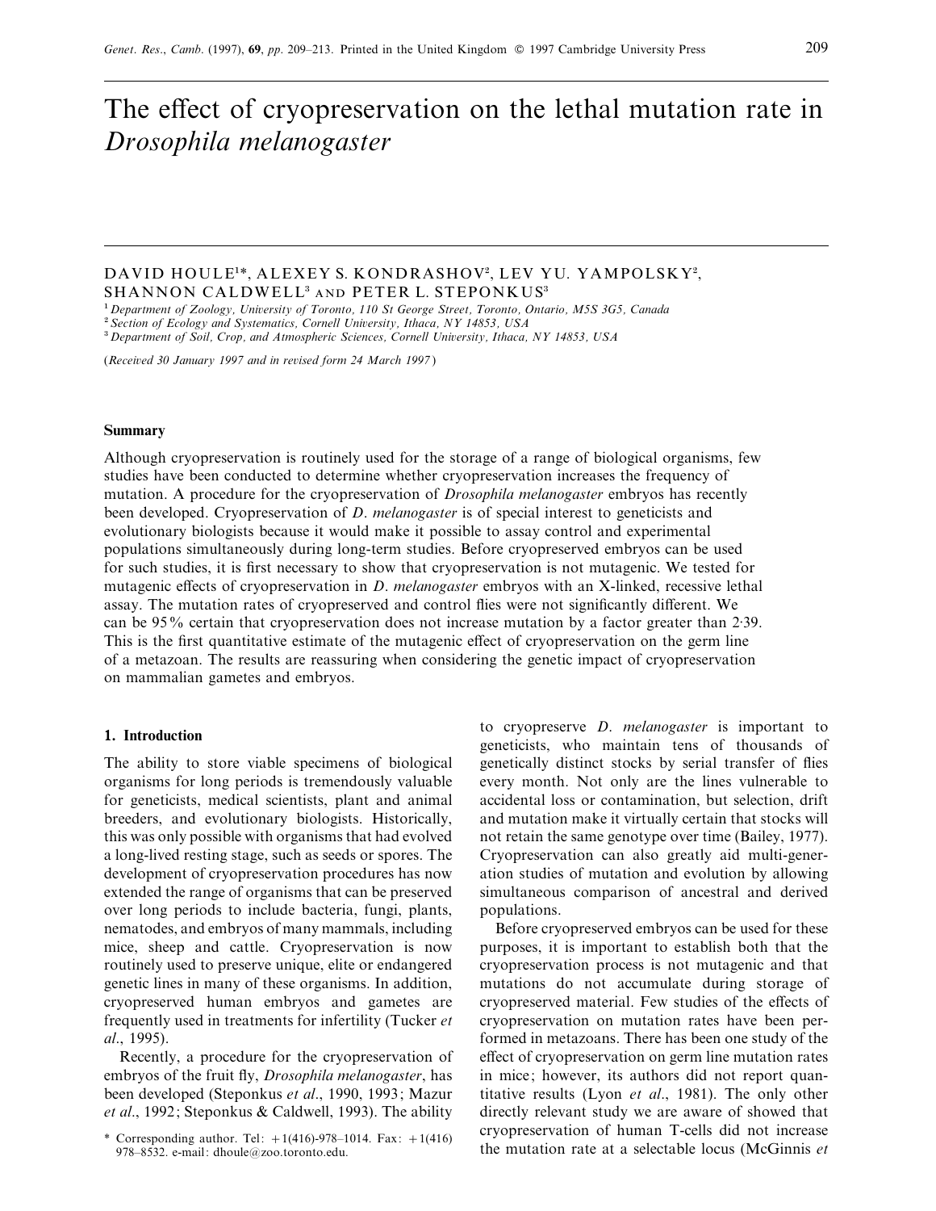# The effect of cryopreservation on the lethal mutation rate in *Drosophila melanogaster*

DAVID HOULE[1]*, ALEXEY S. KONDRASHOV[2], LEV YU. YAMPOLSKY[2], SHANNON CALDWELL[3] AND PETER L. STEPONKUS[3]

[1] *Department of Zoology, University of Toronto, 110 St George Street, Toronto, Ontario, M5S 3G5, Canada*
[2] *Section of Ecology and Systematics, Cornell University, Ithaca, NY 14853, USA*
[3] *Department of Soil, Crop, and Atmospheric Sciences, Cornell University, Ithaca, NY 14853, USA*

(*Received 30 January 1997 and in revised form 24 March 1997*)

## Summary

Although cryopreservation is routinely used for the storage of a range of biological organisms, few studies have been conducted to determine whether cryopreservation increases the frequency of mutation. A procedure for the cryopreservation of *Drosophila melanogaster* embryos has recently been developed. Cryopreservation of *D. melanogaster* is of special interest to geneticists and evolutionary biologists because it would make it possible to assay control and experimental populations simultaneously during long-term studies. Before cryopreserved embryos can be used for such studies, it is first necessary to show that cryopreservation is not mutagenic. We tested for mutagenic effects of cryopreservation in *D. melanogaster* embryos with an X-linked, recessive lethal assay. The mutation rates of cryopreserved and control flies were not significantly different. We can be 95% certain that cryopreservation does not increase mutation by a factor greater than 2·39. This is the first quantitative estimate of the mutagenic effect of cryopreservation on the germ line of a metazoan. The results are reassuring when considering the genetic impact of cryopreservation on mammalian gametes and embryos.

## 1. Introduction

The ability to store viable specimens of biological organisms for long periods is tremendously valuable for geneticists, medical scientists, plant and animal breeders, and evolutionary biologists. Historically, this was only possible with organisms that had evolved a long-lived resting stage, such as seeds or spores. The development of cryopreservation procedures has now extended the range of organisms that can be preserved over long periods to include bacteria, fungi, plants, nematodes, and embryos of many mammals, including mice, sheep and cattle. Cryopreservation is now routinely used to preserve unique, elite or endangered genetic lines in many of these organisms. In addition, cryopreserved human embryos and gametes are frequently used in treatments for infertility (Tucker *et al*., 1995).

Recently, a procedure for the cryopreservation of embryos of the fruit fly, *Drosophila melanogaster*, has been developed (Steponkus *et al*., 1990, 1993; Mazur *et al*., 1992; Steponkus & Caldwell, 1993). The ability to cryopreserve *D. melanogaster* is important to geneticists, who maintain tens of thousands of genetically distinct stocks by serial transfer of flies every month. Not only are the lines vulnerable to accidental loss or contamination, but selection, drift and mutation make it virtually certain that stocks will not retain the same genotype over time (Bailey, 1977). Cryopreservation can also greatly aid multi-generation studies of mutation and evolution by allowing simultaneous comparison of ancestral and derived populations.

Before cryopreserved embryos can be used for these purposes, it is important to establish both that the cryopreservation process is not mutagenic and that mutations do not accumulate during storage of cryopreserved material. Few studies of the effects of cryopreservation on mutation rates have been performed in metazoans. There has been one study of the effect of cryopreservation on germ line mutation rates in mice; however, its authors did not report quantitative results (Lyon *et al*., 1981). The only other directly relevant study we are aware of showed that cryopreservation of human T-cells did not increase the mutation rate at a selectable locus (McGinnis *et*

* Corresponding author. Tel: +1(416)-978-1014. Fax: +1(416) 978-8532. e-mail: dhoule@zoo.toronto.edu.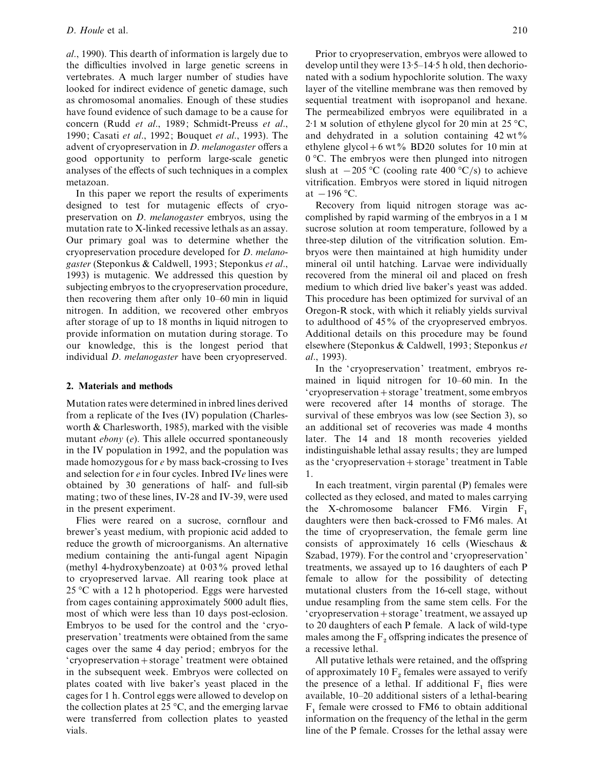al., 1990). This dearth of information is largely due to the difficulties involved in large genetic screens in vertebrates. A much larger number of studies have looked for indirect evidence of genetic damage, such as chromosomal anomalies. Enough of these studies have found evidence of such damage to be a cause for concern (Rudd *et al*., 1989; Schmidt-Preuss *et al*., 1990; Casati *et al*., 1992; Bouquet *et al*., 1993). The advent of cryopreservation in *D. melanogaster* offers a good opportunity to perform large-scale genetic analyses of the effects of such techniques in a complex metazoan.

In this paper we report the results of experiments designed to test for mutagenic effects of cryopreservation on *D. melanogaster* embryos, using the mutation rate to X-linked recessive lethals as an assay. Our primary goal was to determine whether the cryopreservation procedure developed for *D. melanogaster* (Steponkus & Caldwell, 1993; Steponkus *et al*., 1993) is mutagenic. We addressed this question by subjecting embryos to the cryopreservation procedure, then recovering them after only 10–60 min in liquid nitrogen. In addition, we recovered other embryos after storage of up to 18 months in liquid nitrogen to provide information on mutation during storage. To our knowledge, this is the longest period that individual *D. melanogaster* have been cryopreserved.

## 2. Materials and methods

Mutation rates were determined in inbred lines derived from a replicate of the Ives (IV) population (Charlesworth & Charlesworth, 1985), marked with the visible mutant *ebony* (*e*). This allele occurred spontaneously in the IV population in 1992, and the population was made homozygous for *e* by mass back-crossing to Ives and selection for *e* in four cycles. Inbred IV*e* lines were obtained by 30 generations of half- and full-sib mating; two of these lines, IV-28 and IV-39, were used in the present experiment.

Flies were reared on a sucrose, cornflour and brewer's yeast medium, with propionic acid added to reduce the growth of microorganisms. An alternative medium containing the anti-fungal agent Nipagin (methyl 4-hydroxybenzoate) at 0·03% proved lethal to cryopreserved larvae. All rearing took place at 25 °C with a 12 h photoperiod. Eggs were harvested from cages containing approximately 5000 adult flies, most of which were less than 10 days post-eclosion. Embryos to be used for the control and the 'cryopreservation' treatments were obtained from the same cages over the same 4 day period; embryos for the 'cryopreservation + storage' treatment were obtained in the subsequent week. Embryos were collected on plates coated with live baker's yeast placed in the cages for 1 h. Control eggs were allowed to develop on the collection plates at 25 °C, and the emerging larvae were transferred from collection plates to yeasted vials.

Prior to cryopreservation, embryos were allowed to develop until they were 13·5–14·5 h old, then dechorionated with a sodium hypochlorite solution. The waxy layer of the vitelline membrane was then removed by sequential treatment with isopropanol and hexane. The permeabilized embryos were equilibrated in a 2·1 M solution of ethylene glycol for 20 min at 25 °C, and dehydrated in a solution containing 42 wt% ethylene glycol + 6 wt% BD20 solutes for 10 min at 0 °C. The embryos were then plunged into nitrogen slush at −205 °C (cooling rate 400 °C/s) to achieve vitrification. Embryos were stored in liquid nitrogen at −196 °C.

Recovery from liquid nitrogen storage was accomplished by rapid warming of the embryos in a 1 M sucrose solution at room temperature, followed by a three-step dilution of the vitrification solution. Embryos were then maintained at high humidity under mineral oil until hatching. Larvae were individually recovered from the mineral oil and placed on fresh medium to which dried live baker's yeast was added. This procedure has been optimized for survival of an Oregon-R stock, with which it reliably yields survival to adulthood of 45% of the cryopreserved embryos. Additional details on this procedure may be found elsewhere (Steponkus & Caldwell, 1993; Steponkus *et al*., 1993).

In the 'cryopreservation' treatment, embryos remained in liquid nitrogen for 10–60 min. In the 'cryopreservation + storage' treatment, some embryos were recovered after 14 months of storage. The survival of these embryos was low (see Section 3), so an additional set of recoveries was made 4 months later. The 14 and 18 month recoveries yielded indistinguishable lethal assay results; they are lumped as the 'cryopreservation + storage' treatment in Table 1.

In each treatment, virgin parental (P) females were collected as they eclosed, and mated to males carrying the X-chromosome balancer FM6. Virgin $F_1$ daughters were then back-crossed to FM6 males. At the time of cryopreservation, the female germ line consists of approximately 16 cells (Wieschaus & Szabad, 1979). For the control and 'cryopreservation' treatments, we assayed up to 16 daughters of each P female to allow for the possibility of detecting mutational clusters from the 16-cell stage, without undue resampling from the same stem cells. For the 'cryopreservation + storage' treatment, we assayed up to 20 daughters of each P female. A lack of wild-type males among the $F_2$ offspring indicates the presence of a recessive lethal.

All putative lethals were retained, and the offspring of approximately 10 $F_2$ females were assayed to verify the presence of a lethal. If additional $F_1$ flies were available, 10–20 additional sisters of a lethal-bearing $F_1$ female were crossed to FM6 to obtain additional information on the frequency of the lethal in the germ line of the P female. Crosses for the lethal assay were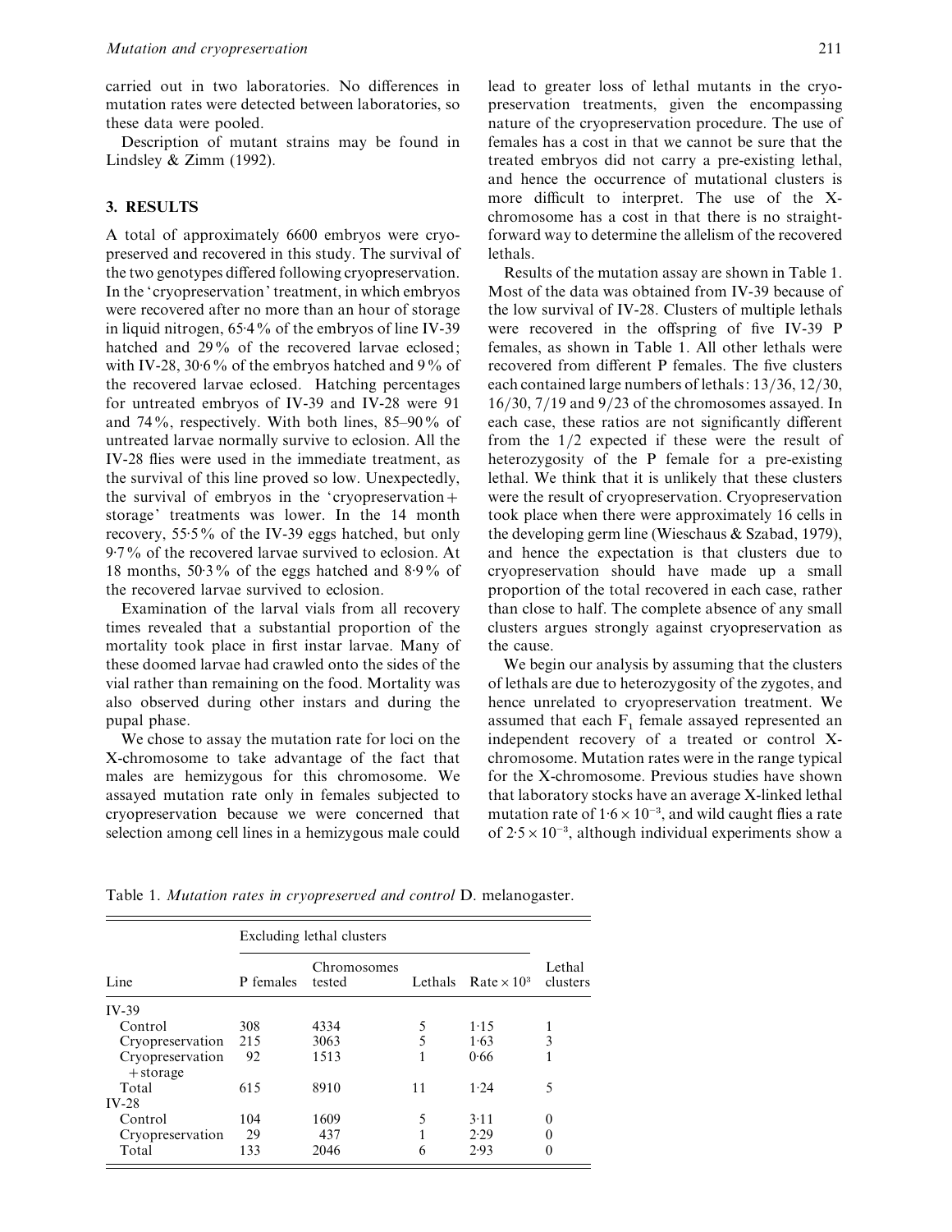carried out in two laboratories. No differences in mutation rates were detected between laboratories, so these data were pooled.

Description of mutant strains may be found in Lindsley & Zimm (1992).

## 3. RESULTS

A total of approximately 6600 embryos were cryopreserved and recovered in this study. The survival of the two genotypes differed following cryopreservation. In the 'cryopreservation' treatment, in which embryos were recovered after no more than an hour of storage in liquid nitrogen, 65·4 % of the embryos of line IV-39 hatched and 29 % of the recovered larvae eclosed; with IV-28, 30·6 % of the embryos hatched and 9 % of the recovered larvae eclosed. Hatching percentages for untreated embryos of IV-39 and IV-28 were 91 and 74 %, respectively. With both lines, 85–90 % of untreated larvae normally survive to eclosion. All the IV-28 flies were used in the immediate treatment, as the survival of this line proved so low. Unexpectedly, the survival of embryos in the 'cryopreservation + storage' treatments was lower. In the 14 month recovery, 55·5 % of the IV-39 eggs hatched, but only 9·7 % of the recovered larvae survived to eclosion. At 18 months, 50·3 % of the eggs hatched and 8·9 % of the recovered larvae survived to eclosion.

Examination of the larval vials from all recovery times revealed that a substantial proportion of the mortality took place in first instar larvae. Many of these doomed larvae had crawled onto the sides of the vial rather than remaining on the food. Mortality was also observed during other instars and during the pupal phase.

We chose to assay the mutation rate for loci on the X-chromosome to take advantage of the fact that males are hemizygous for this chromosome. We assayed mutation rate only in females subjected to cryopreservation because we were concerned that selection among cell lines in a hemizygous male could lead to greater loss of lethal mutants in the cryopreservation treatments, given the encompassing nature of the cryopreservation procedure. The use of females has a cost in that we cannot be sure that the treated embryos did not carry a pre-existing lethal, and hence the occurrence of mutational clusters is more difficult to interpret. The use of the X-chromosome has a cost in that there is no straightforward way to determine the allelism of the recovered lethals.

Results of the mutation assay are shown in Table 1. Most of the data was obtained from IV-39 because of the low survival of IV-28. Clusters of multiple lethals were recovered in the offspring of five IV-39 P females, as shown in Table 1. All other lethals were recovered from different P females. The five clusters each contained large numbers of lethals: 13/36, 12/30, 16/30, 7/19 and 9/23 of the chromosomes assayed. In each case, these ratios are not significantly different from the 1/2 expected if these were the result of heterozygosity of the P female for a pre-existing lethal. We think that it is unlikely that these clusters were the result of cryopreservation. Cryopreservation took place when there were approximately 16 cells in the developing germ line (Wieschaus & Szabad, 1979), and hence the expectation is that clusters due to cryopreservation should have made up a small proportion of the total recovered in each case, rather than close to half. The complete absence of any small clusters argues strongly against cryopreservation as the cause.

We begin our analysis by assuming that the clusters of lethals are due to heterozygosity of the zygotes, and hence unrelated to cryopreservation treatment. We assumed that each $F_1$ female assayed represented an independent recovery of a treated or control X-chromosome. Mutation rates were in the range typical for the X-chromosome. Previous studies have shown that laboratory stocks have an average X-linked lethal mutation rate of $1{\cdot}6 \times 10^{-3}$, and wild caught flies a rate of $2{\cdot}5 \times 10^{-3}$, although individual experiments show a

Table 1. *Mutation rates in cryopreserved and control* D. melanogaster.

| Line | Excluding lethal clusters | | | | Lethal clusters |
|---|---|---|---|---|---|
| | P females | Chromosomes tested | Lethals | Rate $\times 10^3$ | |
| IV-39 | | | | | |
| Control | 308 | 4334 | 5 | 1·15 | 1 |
| Cryopreservation | 215 | 3063 | 5 | 1·63 | 3 |
| Cryopreservation + storage | 92 | 1513 | 1 | 0·66 | 1 |
| Total | 615 | 8910 | 11 | 1·24 | 5 |
| IV-28 | | | | | |
| Control | 104 | 1609 | 5 | 3·11 | 0 |
| Cryopreservation | 29 | 437 | 1 | 2·29 | 0 |
| Total | 133 | 2046 | 6 | 2·93 | 0 |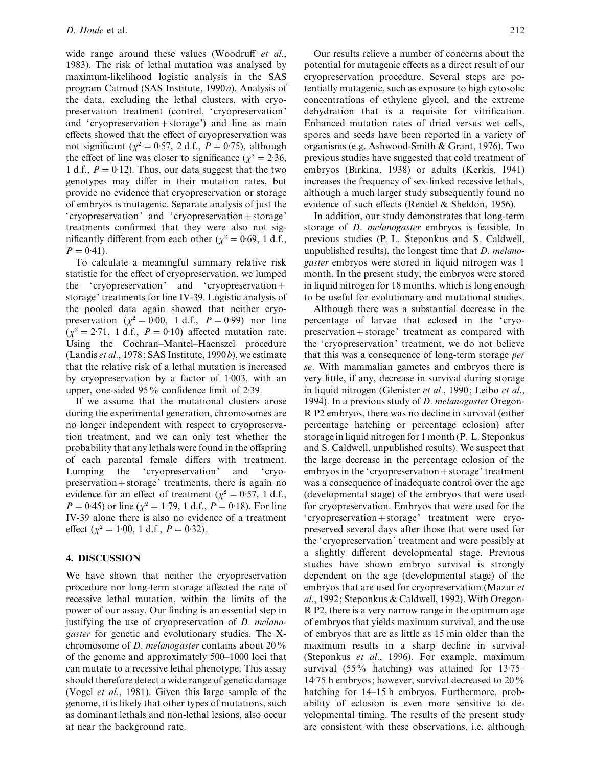wide range around these values (Woodruff *et al*., 1983). The risk of lethal mutation was analysed by maximum-likelihood logistic analysis in the SAS program Catmod (SAS Institute, 1990*a*). Analysis of the data, excluding the lethal clusters, with cryopreservation treatment (control, 'cryopreservation' and 'cryopreservation + storage') and line as main effects showed that the effect of cryopreservation was not significant ($\chi^2 = 0.57$, 2 d.f., $P = 0.75$), although the effect of line was closer to significance ($\chi^2 = 2.36$, 1 d.f., $P = 0.12$). Thus, our data suggest that the two genotypes may differ in their mutation rates, but provide no evidence that cryopreservation or storage of embryos is mutagenic. Separate analysis of just the 'cryopreservation' and 'cryopreservation + storage' treatments confirmed that they were also not significantly different from each other ($\chi^2 = 0.69$, 1 d.f., $P = 0.41$).

To calculate a meaningful summary relative risk statistic for the effect of cryopreservation, we lumped the 'cryopreservation' and 'cryopreservation + storage' treatments for line IV-39. Logistic analysis of the pooled data again showed that neither cryopreservation ($\chi^2 = 0.00$, 1 d.f., $P = 0.99$) nor line ($\chi^2 = 2.71$, 1 d.f., $P = 0.10$) affected mutation rate. Using the Cochran–Mantel–Haenszel procedure (Landis *et al*., 1978; SAS Institute, 1990*b*), we estimate that the relative risk of a lethal mutation is increased by cryopreservation by a factor of 1.003, with an upper, one-sided 95% confidence limit of 2.39.

If we assume that the mutational clusters arose during the experimental generation, chromosomes are no longer independent with respect to cryopreservation treatment, and we can only test whether the probability that any lethals were found in the offspring of each parental female differs with treatment. Lumping the 'cryopreservation' and 'cryopreservation + storage' treatments, there is again no evidence for an effect of treatment ($\chi^2 = 0.57$, 1 d.f., $P = 0.45$) or line ($\chi^2 = 1.79$, 1 d.f., $P = 0.18$). For line IV-39 alone there is also no evidence of a treatment effect ($\chi^2 = 1.00$, 1 d.f., $P = 0.32$).

## 4. DISCUSSION

We have shown that neither the cryopreservation procedure nor long-term storage affected the rate of recessive lethal mutation, within the limits of the power of our assay. Our finding is an essential step in justifying the use of cryopreservation of *D. melanogaster* for genetic and evolutionary studies. The X-chromosome of *D. melanogaster* contains about 20% of the genome and approximately 500–1000 loci that can mutate to a recessive lethal phenotype. This assay should therefore detect a wide range of genetic damage (Vogel *et al*., 1981). Given this large sample of the genome, it is likely that other types of mutations, such as dominant lethals and non-lethal lesions, also occur at near the background rate.

Our results relieve a number of concerns about the potential for mutagenic effects as a direct result of our cryopreservation procedure. Several steps are potentially mutagenic, such as exposure to high cytosolic concentrations of ethylene glycol, and the extreme dehydration that is a requisite for vitrification. Enhanced mutation rates of dried versus wet cells, spores and seeds have been reported in a variety of organisms (e.g. Ashwood-Smith & Grant, 1976). Two previous studies have suggested that cold treatment of embryos (Birkina, 1938) or adults (Kerkis, 1941) increases the frequency of sex-linked recessive lethals, although a much larger study subsequently found no evidence of such effects (Rendel & Sheldon, 1956).

In addition, our study demonstrates that long-term storage of *D. melanogaster* embryos is feasible. In previous studies (P. L. Steponkus and S. Caldwell, unpublished results), the longest time that *D. melanogaster* embryos were stored in liquid nitrogen was 1 month. In the present study, the embryos were stored in liquid nitrogen for 18 months, which is long enough to be useful for evolutionary and mutational studies.

Although there was a substantial decrease in the percentage of larvae that eclosed in the 'cryopreservation + storage' treatment as compared with the 'cryopreservation' treatment, we do not believe that this was a consequence of long-term storage *per se*. With mammalian gametes and embryos there is very little, if any, decrease in survival during storage in liquid nitrogen (Glenister *et al*., 1990; Leibo *et al*., 1994). In a previous study of *D. melanogaster* Oregon-R P2 embryos, there was no decline in survival (either percentage hatching or percentage eclosion) after storage in liquid nitrogen for 1 month (P. L. Steponkus and S. Caldwell, unpublished results). We suspect that the large decrease in the percentage eclosion of the embryos in the 'cryopreservation + storage' treatment was a consequence of inadequate control over the age (developmental stage) of the embryos that were used for cryopreservation. Embryos that were used for the 'cryopreservation + storage' treatment were cryopreserved several days after those that were used for the 'cryopreservation' treatment and were possibly at a slightly different developmental stage. Previous studies have shown embryo survival is strongly dependent on the age (developmental stage) of the embryos that are used for cryopreservation (Mazur *et al*., 1992; Steponkus & Caldwell, 1992). With Oregon-R P2, there is a very narrow range in the optimum age of embryos that yields maximum survival, and the use of embryos that are as little as 15 min older than the maximum results in a sharp decline in survival (Steponkus *et al*., 1996). For example, maximum survival (55% hatching) was attained for 13.75–14.75 h embryos; however, survival decreased to 20% hatching for 14–15 h embryos. Furthermore, probability of eclosion is even more sensitive to developmental timing. The results of the present study are consistent with these observations, i.e. although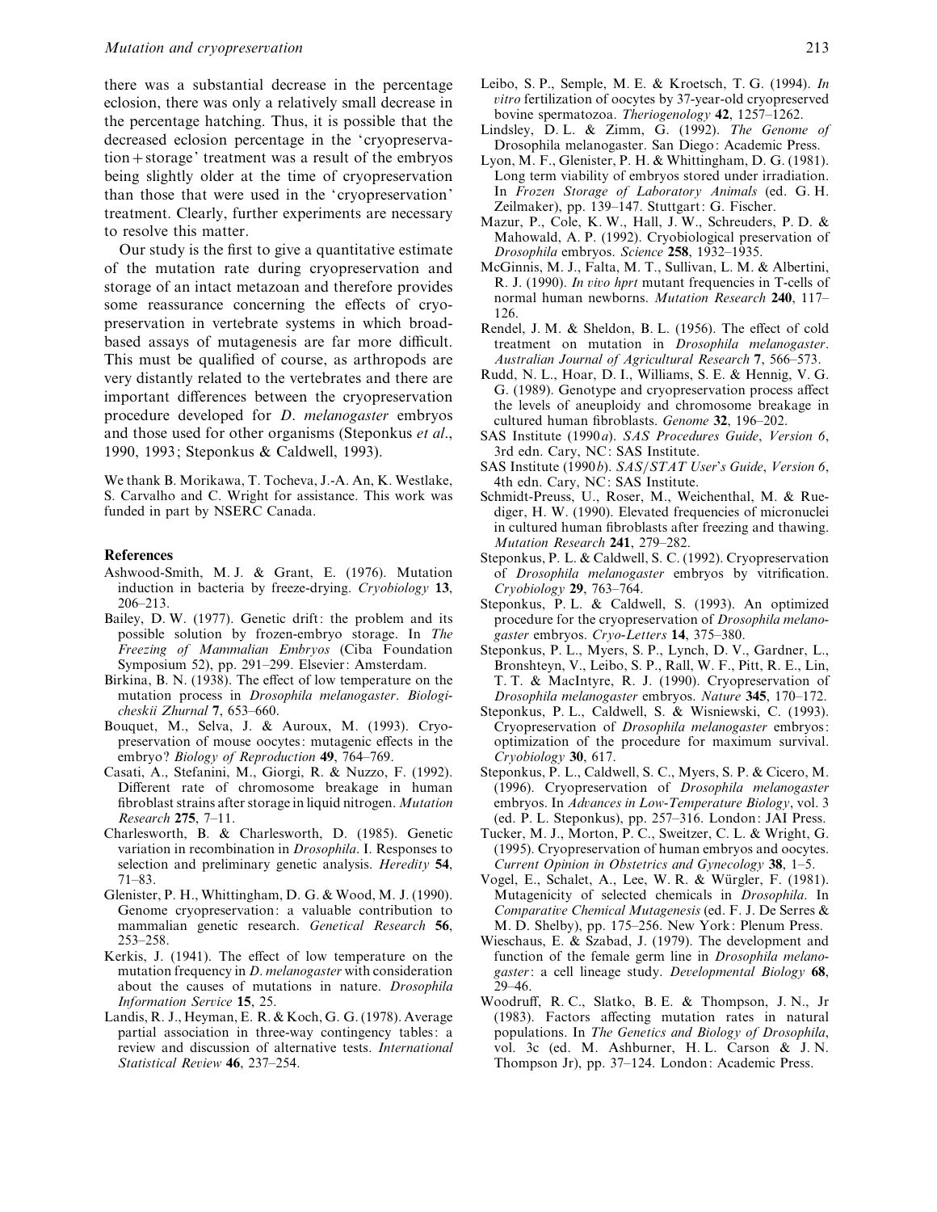there was a substantial decrease in the percentage eclosion, there was only a relatively small decrease in the percentage hatching. Thus, it is possible that the decreased eclosion percentage in the 'cryopreservation + storage' treatment was a result of the embryos being slightly older at the time of cryopreservation than those that were used in the 'cryopreservation' treatment. Clearly, further experiments are necessary to resolve this matter.

Our study is the first to give a quantitative estimate of the mutation rate during cryopreservation and storage of an intact metazoan and therefore provides some reassurance concerning the effects of cryopreservation in vertebrate systems in which broad-based assays of mutagenesis are far more difficult. This must be qualified of course, as arthropods are very distantly related to the vertebrates and there are important differences between the cryopreservation procedure developed for *D. melanogaster* embryos and those used for other organisms (Steponkus *et al*., 1990, 1993; Steponkus & Caldwell, 1993).

We thank B. Morikawa, T. Tocheva, J.-A. An, K. Westlake, S. Carvalho and C. Wright for assistance. This work was funded in part by NSERC Canada.

## References

Ashwood-Smith, M. J. & Grant, E. (1976). Mutation induction in bacteria by freeze-drying. *Cryobiology* **13**, 206–213.

Bailey, D. W. (1977). Genetic drift: the problem and its possible solution by frozen-embryo storage. In *The Freezing of Mammalian Embryos* (Ciba Foundation Symposium 52), pp. 291–299. Elsevier: Amsterdam.

Birkina, B. N. (1938). The effect of low temperature on the mutation process in *Drosophila melanogaster*. *Biologicheskii Zhurnal* **7**, 653–660.

Bouquet, M., Selva, J. & Auroux, M. (1993). Cryopreservation of mouse oocytes: mutagenic effects in the embryo? *Biology of Reproduction* **49**, 764–769.

Casati, A., Stefanini, M., Giorgi, R. & Nuzzo, F. (1992). Different rate of chromosome breakage in human fibroblast strains after storage in liquid nitrogen. *Mutation Research* **275**, 7–11.

Charlesworth, B. & Charlesworth, D. (1985). Genetic variation in recombination in *Drosophila*. I. Responses to selection and preliminary genetic analysis. *Heredity* **54**, 71–83.

Glenister, P. H., Whittingham, D. G. & Wood, M. J. (1990). Genome cryopreservation: a valuable contribution to mammalian genetic research. *Genetical Research* **56**, 253–258.

Kerkis, J. (1941). The effect of low temperature on the mutation frequency in *D. melanogaster* with consideration about the causes of mutations in nature. *Drosophila Information Service* **15**, 25.

Landis, R. J., Heyman, E. R. & Koch, G. G. (1978). Average partial association in three-way contingency tables: a review and discussion of alternative tests. *International Statistical Review* **46**, 237–254.

Leibo, S. P., Semple, M. E. & Kroetsch, T. G. (1994). *In vitro* fertilization of oocytes by 37-year-old cryopreserved bovine spermatozoa. *Theriogenology* **42**, 1257–1262.

Lindsley, D. L. & Zimm, G. (1992). *The Genome of* Drosophila melanogaster. San Diego: Academic Press.

Lyon, M. F., Glenister, P. H. & Whittingham, D. G. (1981). Long term viability of embryos stored under irradiation. In *Frozen Storage of Laboratory Animals* (ed. G. H. Zeilmaker), pp. 139–147. Stuttgart: G. Fischer.

Mazur, P., Cole, K. W., Hall, J. W., Schreuders, P. D. & Mahowald, A. P. (1992). Cryobiological preservation of *Drosophila* embryos. *Science* **258**, 1932–1935.

McGinnis, M. J., Falta, M. T., Sullivan, L. M. & Albertini, R. J. (1990). *In vivo hprt* mutant frequencies in T-cells of normal human newborns. *Mutation Research* **240**, 117–126.

Rendel, J. M. & Sheldon, B. L. (1956). The effect of cold treatment on mutation in *Drosophila melanogaster*. *Australian Journal of Agricultural Research* **7**, 566–573.

Rudd, N. L., Hoar, D. I., Williams, S. E. & Hennig, V. G. G. (1989). Genotype and cryopreservation process affect the levels of aneuploidy and chromosome breakage in cultured human fibroblasts. *Genome* **32**, 196–202.

SAS Institute (1990*a*). *SAS Procedures Guide, Version 6*, 3rd edn. Cary, NC: SAS Institute.

SAS Institute (1990*b*). *SAS/STAT User's Guide, Version 6*, 4th edn. Cary, NC: SAS Institute.

Schmidt-Preuss, U., Roser, M., Weichenthal, M. & Ruediger, H. W. (1990). Elevated frequencies of micronuclei in cultured human fibroblasts after freezing and thawing. *Mutation Research* **241**, 279–282.

Steponkus, P. L. & Caldwell, S. C. (1992). Cryopreservation of *Drosophila melanogaster* embryos by vitrification. *Cryobiology* **29**, 763–764.

Steponkus, P. L. & Caldwell, S. (1993). An optimized procedure for the cryopreservation of *Drosophila melanogaster* embryos. *Cryo-Letters* **14**, 375–380.

Steponkus, P. L., Myers, S. P., Lynch, D. V., Gardner, L., Bronshteyn, V., Leibo, S. P., Rall, W. F., Pitt, R. E., Lin, T. T. & MacIntyre, R. J. (1990). Cryopreservation of *Drosophila melanogaster* embryos. *Nature* **345**, 170–172.

Steponkus, P. L., Caldwell, S. & Wisniewski, C. (1993). Cryopreservation of *Drosophila melanogaster* embryos: optimization of the procedure for maximum survival. *Cryobiology* **30**, 617.

Steponkus, P. L., Caldwell, S. C., Myers, S. P. & Cicero, M. (1996). Cryopreservation of *Drosophila melanogaster* embryos. In *Advances in Low-Temperature Biology*, vol. 3 (ed. P. L. Steponkus), pp. 257–316. London: JAI Press.

Tucker, M. J., Morton, P. C., Sweitzer, C. L. & Wright, G. (1995). Cryopreservation of human embryos and oocytes. *Current Opinion in Obstetrics and Gynecology* **38**, 1–5.

Vogel, E., Schalet, A., Lee, W. R. & Würgler, F. (1981). Mutagenicity of selected chemicals in *Drosophila*. In *Comparative Chemical Mutagenesis* (ed. F. J. De Serres & M. D. Shelby), pp. 175–256. New York: Plenum Press.

Wieschaus, E. & Szabad, J. (1979). The development and function of the female germ line in *Drosophila melanogaster*: a cell lineage study. *Developmental Biology* **68**, 29–46.

Woodruff, R. C., Slatko, B. E. & Thompson, J. N., Jr (1983). Factors affecting mutation rates in natural populations. In *The Genetics and Biology of Drosophila*, vol. 3c (ed. M. Ashburner, H. L. Carson & J. N. Thompson Jr), pp. 37–124. London: Academic Press.